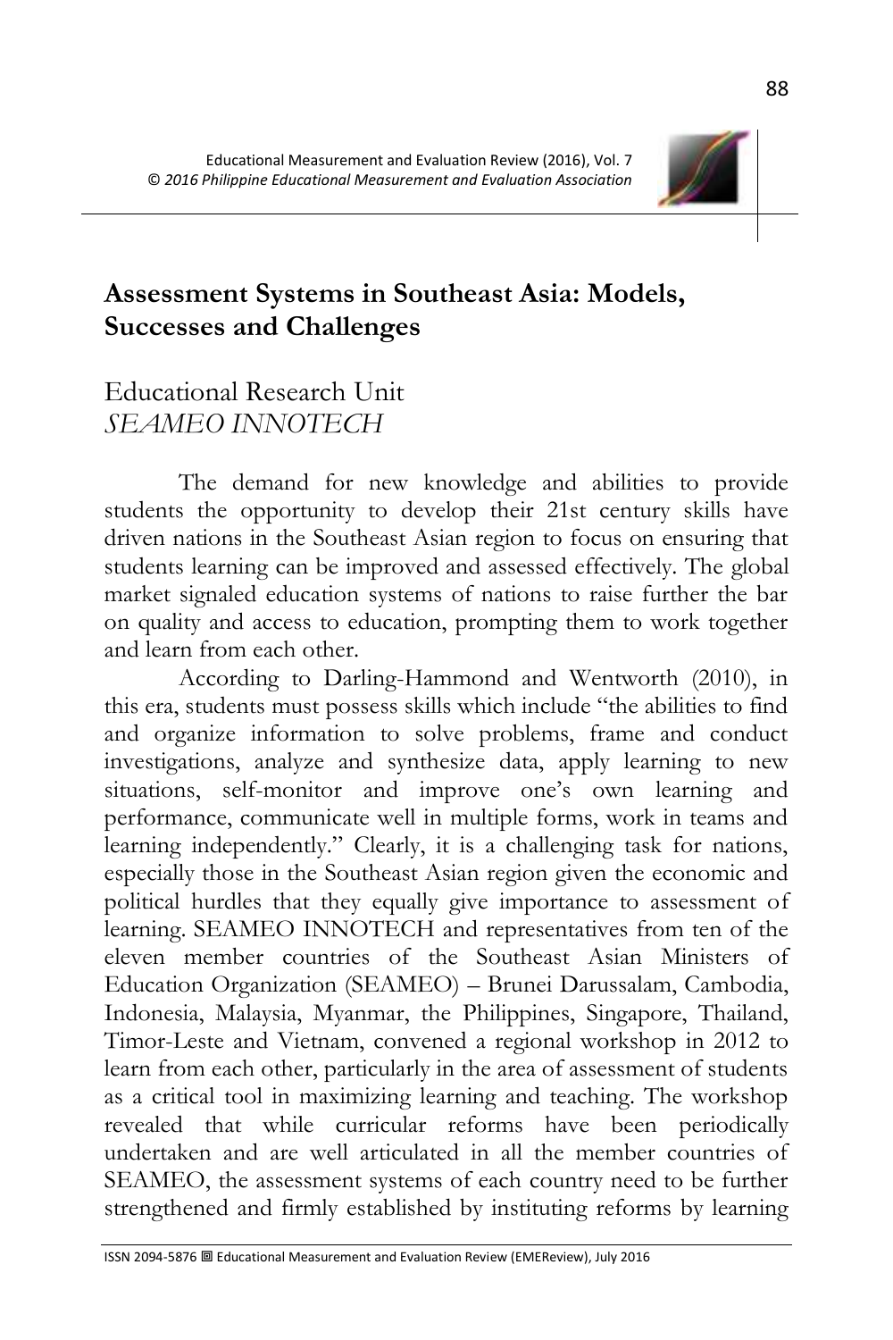# Assessment Systems in Southeast Asia: Models, Successes and Challenges

Educational Research Unit
*SEAMEO INNOTECH*

The demand for new knowledge and abilities to provide students the opportunity to develop their 21st century skills have driven nations in the Southeast Asian region to focus on ensuring that students learning can be improved and assessed effectively. The global market signaled education systems of nations to raise further the bar on quality and access to education, prompting them to work together and learn from each other.

According to Darling-Hammond and Wentworth (2010), in this era, students must possess skills which include "the abilities to find and organize information to solve problems, frame and conduct investigations, analyze and synthesize data, apply learning to new situations, self-monitor and improve one's own learning and performance, communicate well in multiple forms, work in teams and learning independently." Clearly, it is a challenging task for nations, especially those in the Southeast Asian region given the economic and political hurdles that they equally give importance to assessment of learning. SEAMEO INNOTECH and representatives from ten of the eleven member countries of the Southeast Asian Ministers of Education Organization (SEAMEO) – Brunei Darussalam, Cambodia, Indonesia, Malaysia, Myanmar, the Philippines, Singapore, Thailand, Timor-Leste and Vietnam, convened a regional workshop in 2012 to learn from each other, particularly in the area of assessment of students as a critical tool in maximizing learning and teaching. The workshop revealed that while curricular reforms have been periodically undertaken and are well articulated in all the member countries of SEAMEO, the assessment systems of each country need to be further strengthened and firmly established by instituting reforms by learning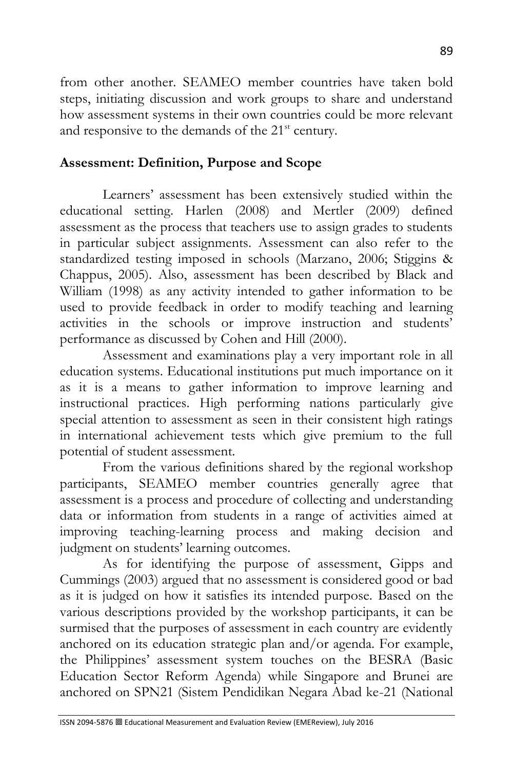from other another. SEAMEO member countries have taken bold steps, initiating discussion and work groups to share and understand how assessment systems in their own countries could be more relevant and responsive to the demands of the 21st century.

## Assessment: Definition, Purpose and Scope

Learners' assessment has been extensively studied within the educational setting. Harlen (2008) and Mertler (2009) defined assessment as the process that teachers use to assign grades to students in particular subject assignments. Assessment can also refer to the standardized testing imposed in schools (Marzano, 2006; Stiggins & Chappus, 2005). Also, assessment has been described by Black and William (1998) as any activity intended to gather information to be used to provide feedback in order to modify teaching and learning activities in the schools or improve instruction and students' performance as discussed by Cohen and Hill (2000).

Assessment and examinations play a very important role in all education systems. Educational institutions put much importance on it as it is a means to gather information to improve learning and instructional practices. High performing nations particularly give special attention to assessment as seen in their consistent high ratings in international achievement tests which give premium to the full potential of student assessment.

From the various definitions shared by the regional workshop participants, SEAMEO member countries generally agree that assessment is a process and procedure of collecting and understanding data or information from students in a range of activities aimed at improving teaching-learning process and making decision and judgment on students' learning outcomes.

As for identifying the purpose of assessment, Gipps and Cummings (2003) argued that no assessment is considered good or bad as it is judged on how it satisfies its intended purpose. Based on the various descriptions provided by the workshop participants, it can be surmised that the purposes of assessment in each country are evidently anchored on its education strategic plan and/or agenda. For example, the Philippines' assessment system touches on the BESRA (Basic Education Sector Reform Agenda) while Singapore and Brunei are anchored on SPN21 (Sistem Pendidikan Negara Abad ke-21 (National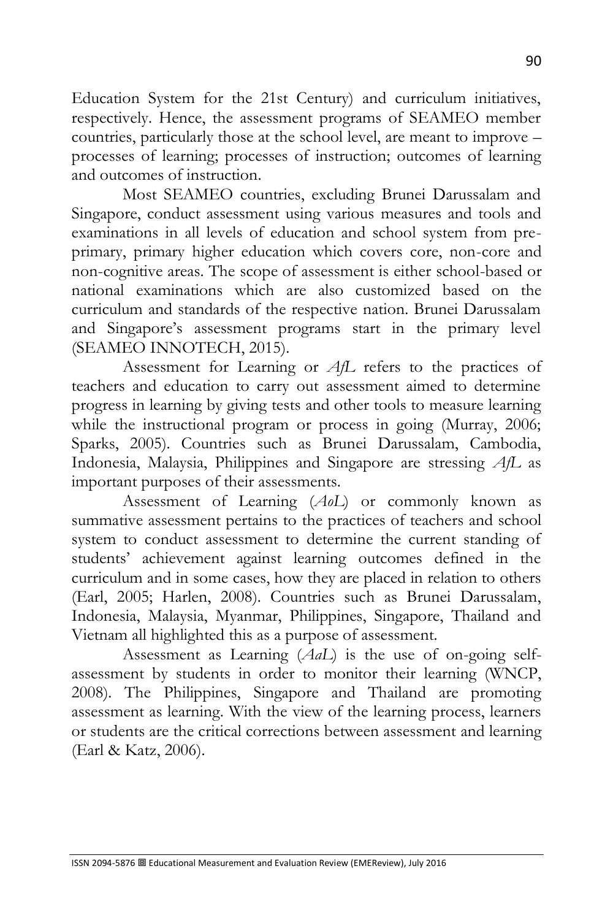Education System for the 21st Century) and curriculum initiatives, respectively. Hence, the assessment programs of SEAMEO member countries, particularly those at the school level, are meant to improve – processes of learning; processes of instruction; outcomes of learning and outcomes of instruction.

Most SEAMEO countries, excluding Brunei Darussalam and Singapore, conduct assessment using various measures and tools and examinations in all levels of education and school system from pre-primary, primary higher education which covers core, non-core and non-cognitive areas. The scope of assessment is either school-based or national examinations which are also customized based on the curriculum and standards of the respective nation. Brunei Darussalam and Singapore's assessment programs start in the primary level (SEAMEO INNOTECH, 2015).

Assessment for Learning or *AfL* refers to the practices of teachers and education to carry out assessment aimed to determine progress in learning by giving tests and other tools to measure learning while the instructional program or process in going (Murray, 2006; Sparks, 2005). Countries such as Brunei Darussalam, Cambodia, Indonesia, Malaysia, Philippines and Singapore are stressing *AfL* as important purposes of their assessments.

Assessment of Learning (*AoL*) or commonly known as summative assessment pertains to the practices of teachers and school system to conduct assessment to determine the current standing of students' achievement against learning outcomes defined in the curriculum and in some cases, how they are placed in relation to others (Earl, 2005; Harlen, 2008). Countries such as Brunei Darussalam, Indonesia, Malaysia, Myanmar, Philippines, Singapore, Thailand and Vietnam all highlighted this as a purpose of assessment.

Assessment as Learning (*AaL*) is the use of on-going self-assessment by students in order to monitor their learning (WNCP, 2008). The Philippines, Singapore and Thailand are promoting assessment as learning. With the view of the learning process, learners or students are the critical corrections between assessment and learning (Earl & Katz, 2006).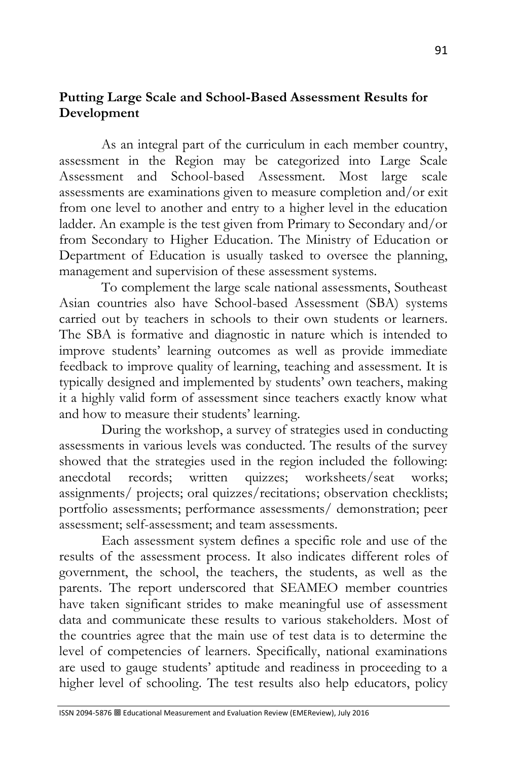## Putting Large Scale and School-Based Assessment Results for Development

As an integral part of the curriculum in each member country, assessment in the Region may be categorized into Large Scale Assessment and School-based Assessment. Most large scale assessments are examinations given to measure completion and/or exit from one level to another and entry to a higher level in the education ladder. An example is the test given from Primary to Secondary and/or from Secondary to Higher Education. The Ministry of Education or Department of Education is usually tasked to oversee the planning, management and supervision of these assessment systems.

To complement the large scale national assessments, Southeast Asian countries also have School-based Assessment (SBA) systems carried out by teachers in schools to their own students or learners. The SBA is formative and diagnostic in nature which is intended to improve students' learning outcomes as well as provide immediate feedback to improve quality of learning, teaching and assessment. It is typically designed and implemented by students' own teachers, making it a highly valid form of assessment since teachers exactly know what and how to measure their students' learning.

During the workshop, a survey of strategies used in conducting assessments in various levels was conducted. The results of the survey showed that the strategies used in the region included the following: anecdotal records; written quizzes; worksheets/seat works; assignments/ projects; oral quizzes/recitations; observation checklists; portfolio assessments; performance assessments/ demonstration; peer assessment; self-assessment; and team assessments.

Each assessment system defines a specific role and use of the results of the assessment process. It also indicates different roles of government, the school, the teachers, the students, as well as the parents. The report underscored that SEAMEO member countries have taken significant strides to make meaningful use of assessment data and communicate these results to various stakeholders. Most of the countries agree that the main use of test data is to determine the level of competencies of learners. Specifically, national examinations are used to gauge students' aptitude and readiness in proceeding to a higher level of schooling. The test results also help educators, policy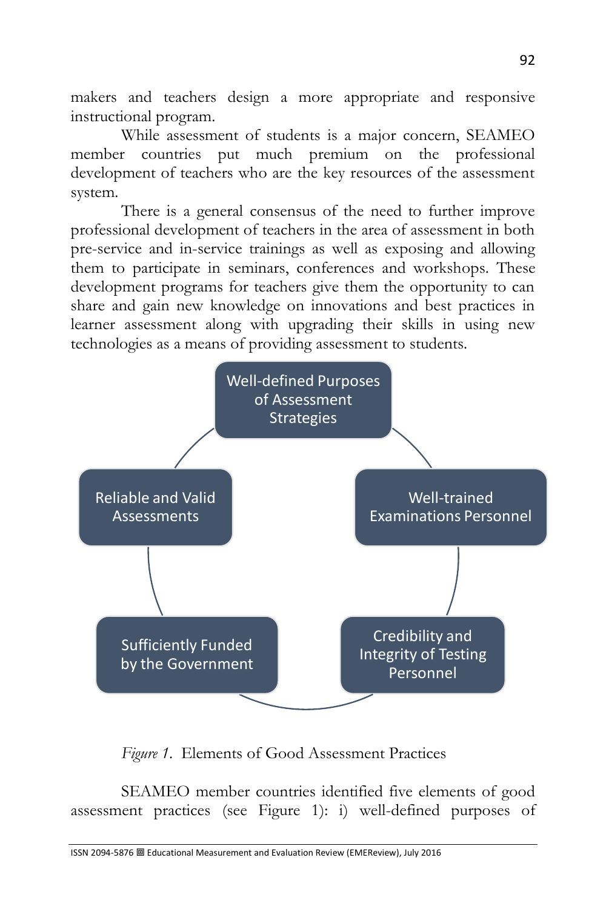makers and teachers design a more appropriate and responsive instructional program.

While assessment of students is a major concern, SEAMEO member countries put much premium on the professional development of teachers who are the key resources of the assessment system.

There is a general consensus of the need to further improve professional development of teachers in the area of assessment in both pre-service and in-service trainings as well as exposing and allowing them to participate in seminars, conferences and workshops. These development programs for teachers give them the opportunity to can share and gain new knowledge on innovations and best practices in learner assessment along with upgrading their skills in using new technologies as a means of providing assessment to students.

Well-defined Purposes of Assessment Strategies

Well-trained Examinations Personnel

Credibility and Integrity of Testing Personnel

Sufficiently Funded by the Government

Reliable and Valid Assessments

*Figure 1.* Elements of Good Assessment Practices

SEAMEO member countries identified five elements of good assessment practices (see Figure 1): i) well-defined purposes of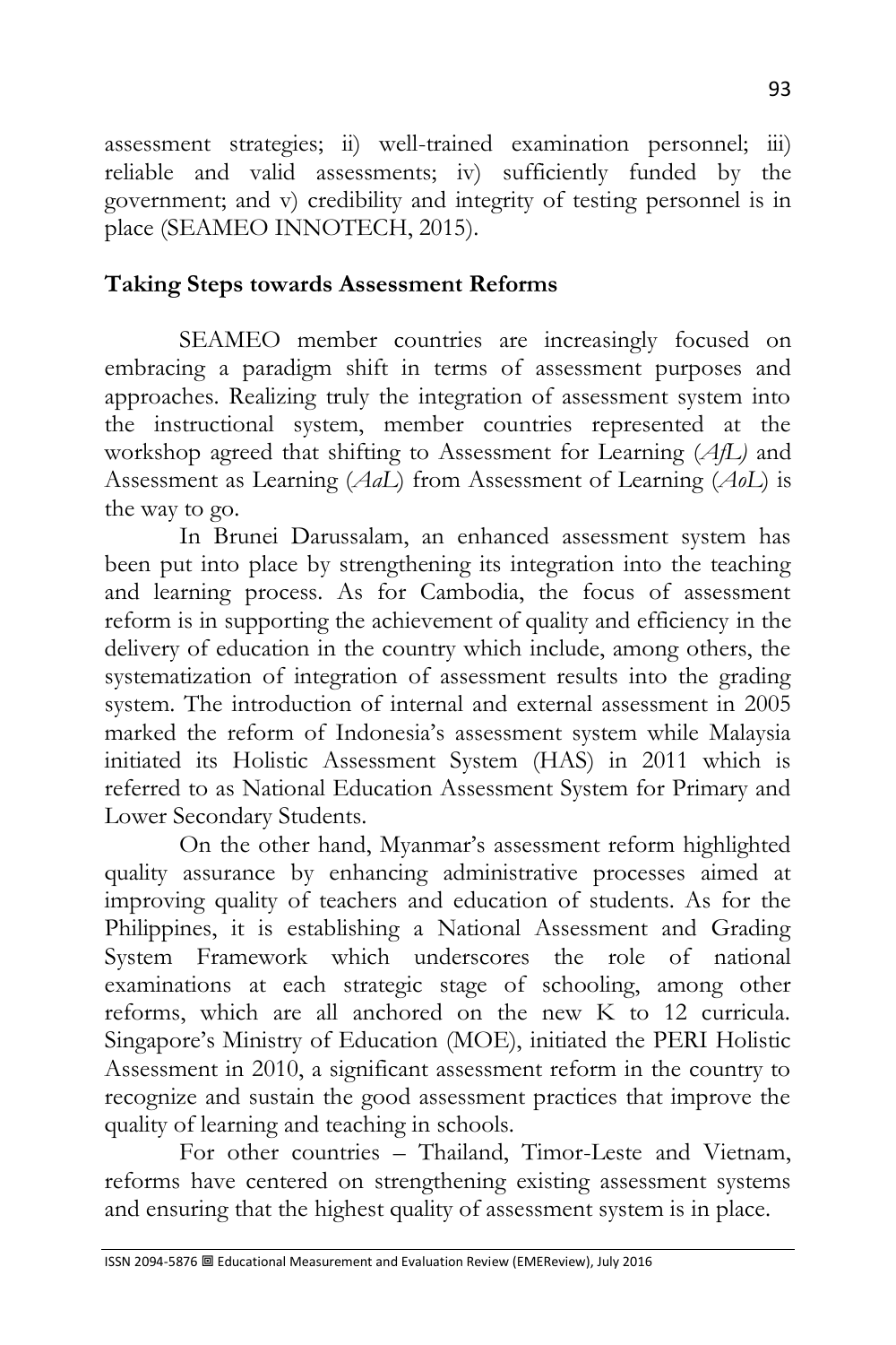assessment strategies; ii) well-trained examination personnel; iii) reliable and valid assessments; iv) sufficiently funded by the government; and v) credibility and integrity of testing personnel is in place (SEAMEO INNOTECH, 2015).

## Taking Steps towards Assessment Reforms

SEAMEO member countries are increasingly focused on embracing a paradigm shift in terms of assessment purposes and approaches. Realizing truly the integration of assessment system into the instructional system, member countries represented at the workshop agreed that shifting to Assessment for Learning (*AfL)* and Assessment as Learning (*AaL*) from Assessment of Learning (*AoL*) is the way to go.

In Brunei Darussalam, an enhanced assessment system has been put into place by strengthening its integration into the teaching and learning process. As for Cambodia, the focus of assessment reform is in supporting the achievement of quality and efficiency in the delivery of education in the country which include, among others, the systematization of integration of assessment results into the grading system. The introduction of internal and external assessment in 2005 marked the reform of Indonesia's assessment system while Malaysia initiated its Holistic Assessment System (HAS) in 2011 which is referred to as National Education Assessment System for Primary and Lower Secondary Students.

On the other hand, Myanmar's assessment reform highlighted quality assurance by enhancing administrative processes aimed at improving quality of teachers and education of students. As for the Philippines, it is establishing a National Assessment and Grading System Framework which underscores the role of national examinations at each strategic stage of schooling, among other reforms, which are all anchored on the new K to 12 curricula. Singapore's Ministry of Education (MOE), initiated the PERI Holistic Assessment in 2010, a significant assessment reform in the country to recognize and sustain the good assessment practices that improve the quality of learning and teaching in schools.

For other countries – Thailand, Timor-Leste and Vietnam, reforms have centered on strengthening existing assessment systems and ensuring that the highest quality of assessment system is in place.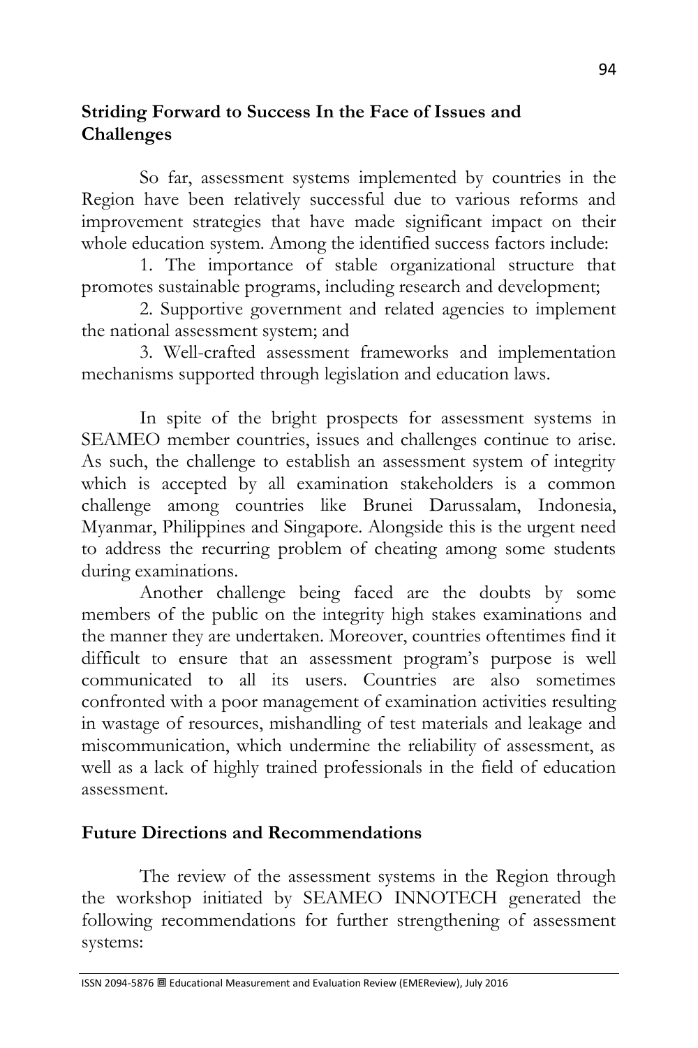## Striding Forward to Success In the Face of Issues and Challenges

So far, assessment systems implemented by countries in the Region have been relatively successful due to various reforms and improvement strategies that have made significant impact on their whole education system. Among the identified success factors include:

1. The importance of stable organizational structure that promotes sustainable programs, including research and development;
2. Supportive government and related agencies to implement the national assessment system; and
3. Well-crafted assessment frameworks and implementation mechanisms supported through legislation and education laws.

In spite of the bright prospects for assessment systems in SEAMEO member countries, issues and challenges continue to arise. As such, the challenge to establish an assessment system of integrity which is accepted by all examination stakeholders is a common challenge among countries like Brunei Darussalam, Indonesia, Myanmar, Philippines and Singapore. Alongside this is the urgent need to address the recurring problem of cheating among some students during examinations.

Another challenge being faced are the doubts by some members of the public on the integrity high stakes examinations and the manner they are undertaken. Moreover, countries oftentimes find it difficult to ensure that an assessment program's purpose is well communicated to all its users. Countries are also sometimes confronted with a poor management of examination activities resulting in wastage of resources, mishandling of test materials and leakage and miscommunication, which undermine the reliability of assessment, as well as a lack of highly trained professionals in the field of education assessment.

## Future Directions and Recommendations

The review of the assessment systems in the Region through the workshop initiated by SEAMEO INNOTECH generated the following recommendations for further strengthening of assessment systems: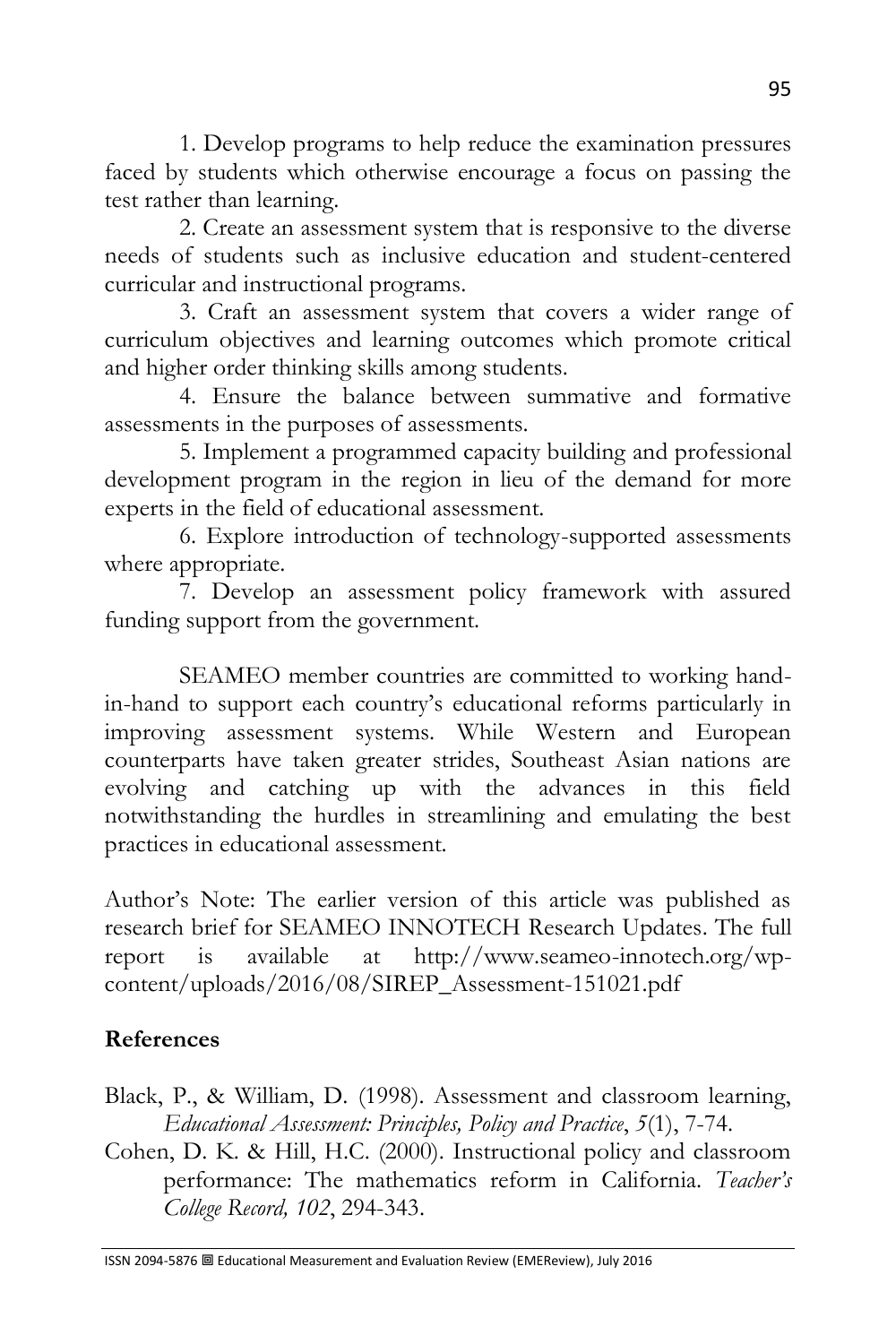1. Develop programs to help reduce the examination pressures faced by students which otherwise encourage a focus on passing the test rather than learning.

2. Create an assessment system that is responsive to the diverse needs of students such as inclusive education and student-centered curricular and instructional programs.

3. Craft an assessment system that covers a wider range of curriculum objectives and learning outcomes which promote critical and higher order thinking skills among students.

4. Ensure the balance between summative and formative assessments in the purposes of assessments.

5. Implement a programmed capacity building and professional development program in the region in lieu of the demand for more experts in the field of educational assessment.

6. Explore introduction of technology-supported assessments where appropriate.

7. Develop an assessment policy framework with assured funding support from the government.

SEAMEO member countries are committed to working hand-in-hand to support each country's educational reforms particularly in improving assessment systems. While Western and European counterparts have taken greater strides, Southeast Asian nations are evolving and catching up with the advances in this field notwithstanding the hurdles in streamlining and emulating the best practices in educational assessment.

Author's Note: The earlier version of this article was published as research brief for SEAMEO INNOTECH Research Updates. The full report is available at http://www.seameo-innotech.org/wp-content/uploads/2016/08/SIREP_Assessment-151021.pdf

## References

Black, P., & William, D. (1998). Assessment and classroom learning, *Educational Assessment: Principles, Policy and Practice*, *5*(1), 7-74.

Cohen, D. K. & Hill, H.C. (2000). Instructional policy and classroom performance: The mathematics reform in California. *Teacher's College Record, 102*, 294-343.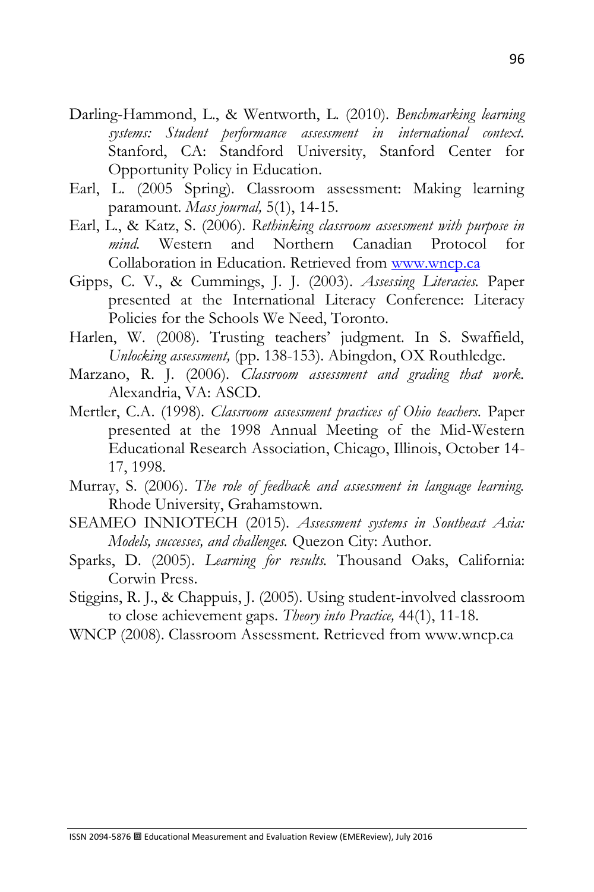Darling-Hammond, L., & Wentworth, L. (2010). *Benchmarking learning systems: Student performance assessment in international context.* Stanford, CA: Standford University, Stanford Center for Opportunity Policy in Education.

Earl, L. (2005 Spring). Classroom assessment: Making learning paramount. *Mass journal,* 5(1), 14-15.

Earl, L., & Katz, S. (2006). *Rethinking classroom assessment with purpose in mind.* Western and Northern Canadian Protocol for Collaboration in Education. Retrieved from www.wncp.ca

Gipps, C. V., & Cummings, J. J. (2003). *Assessing Literacies.* Paper presented at the International Literacy Conference: Literacy Policies for the Schools We Need, Toronto.

Harlen, W. (2008). Trusting teachers' judgment. In S. Swaffield, *Unlocking assessment,* (pp. 138-153). Abingdon, OX Routhledge.

Marzano, R. J. (2006). *Classroom assessment and grading that work.* Alexandria, VA: ASCD.

Mertler, C.A. (1998). *Classroom assessment practices of Ohio teachers.* Paper presented at the 1998 Annual Meeting of the Mid-Western Educational Research Association, Chicago, Illinois, October 14-17, 1998.

Murray, S. (2006). *The role of feedback and assessment in language learning.* Rhode University, Grahamstown.

SEAMEO INNIOTECH (2015). *Assessment systems in Southeast Asia: Models, successes, and challenges.* Quezon City: Author.

Sparks, D. (2005). *Learning for results.* Thousand Oaks, California: Corwin Press.

Stiggins, R. J., & Chappuis, J. (2005). Using student-involved classroom to close achievement gaps. *Theory into Practice,* 44(1), 11-18.

WNCP (2008). Classroom Assessment. Retrieved from www.wncp.ca